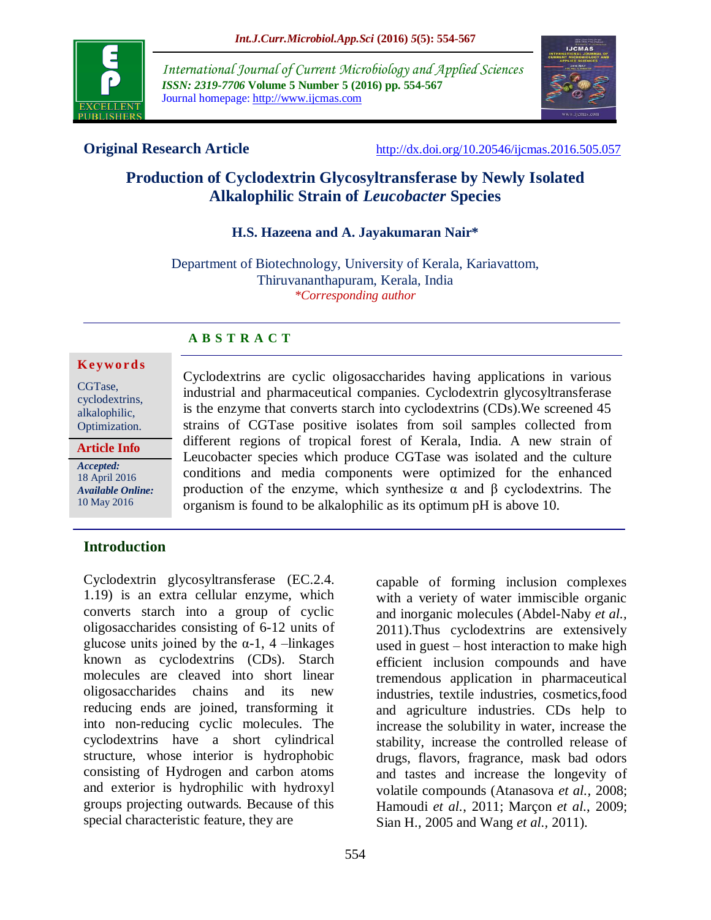**Original Research Article**

http://dx.doi.org/10.20546/ijcmas.2016.505.057

# Production of Cyclodextrin Glycosyltransferase by Newly Isolated Alkalophilic Strain of *Leucobacter* Species

**H.S. Hazeena and A. Jayakumaran Nair\***

Department of Biotechnology, University of Kerala, Kariavattom, Thiruvananthapuram, Kerala, India

*\*Corresponding author*

## A B S T R A C T

**Keywords**

CGTase, cyclodextrins, alkalophilic, Optimization.

**Article Info**

*Accepted:* 18 April 2016

*Available Online:* 10 May 2016

Cyclodextrins are cyclic oligosaccharides having applications in various industrial and pharmaceutical companies. Cyclodextrin glycosyltransferase is the enzyme that converts starch into cyclodextrins (CDs).We screened 45 strains of CGTase positive isolates from soil samples collected from different regions of tropical forest of Kerala, India. A new strain of Leucobacter species which produce CGTase was isolated and the culture conditions and media components were optimized for the enhanced production of the enzyme, which synthesize α and β cyclodextrins. The organism is found to be alkalophilic as its optimum pH is above 10.

## Introduction

Cyclodextrin glycosyltransferase (EC.2.4. 1.19) is an extra cellular enzyme, which converts starch into a group of cyclic oligosaccharides consisting of 6-12 units of glucose units joined by the α-1, 4 –linkages known as cyclodextrins (CDs). Starch molecules are cleaved into short linear oligosaccharides chains and its new reducing ends are joined, transforming it into non-reducing cyclic molecules. The cyclodextrins have a short cylindrical structure, whose interior is hydrophobic consisting of Hydrogen and carbon atoms and exterior is hydrophilic with hydroxyl groups projecting outwards. Because of this special characteristic feature, they are capable of forming inclusion complexes with a veriety of water immiscible organic and inorganic molecules (Abdel-Naby *et al.,* 2011).Thus cyclodextrins are extensively used in guest – host interaction to make high efficient inclusion compounds and have tremendous application in pharmaceutical industries, textile industries, cosmetics,food and agriculture industries. CDs help to increase the solubility in water, increase the stability, increase the controlled release of drugs, flavors, fragrance, mask bad odors and tastes and increase the longevity of volatile compounds (Atanasova *et al.,* 2008; Hamoudi *et al.,* 2011; Marçon *et al.,* 2009; Sian H., 2005 and Wang *et al.,* 2011).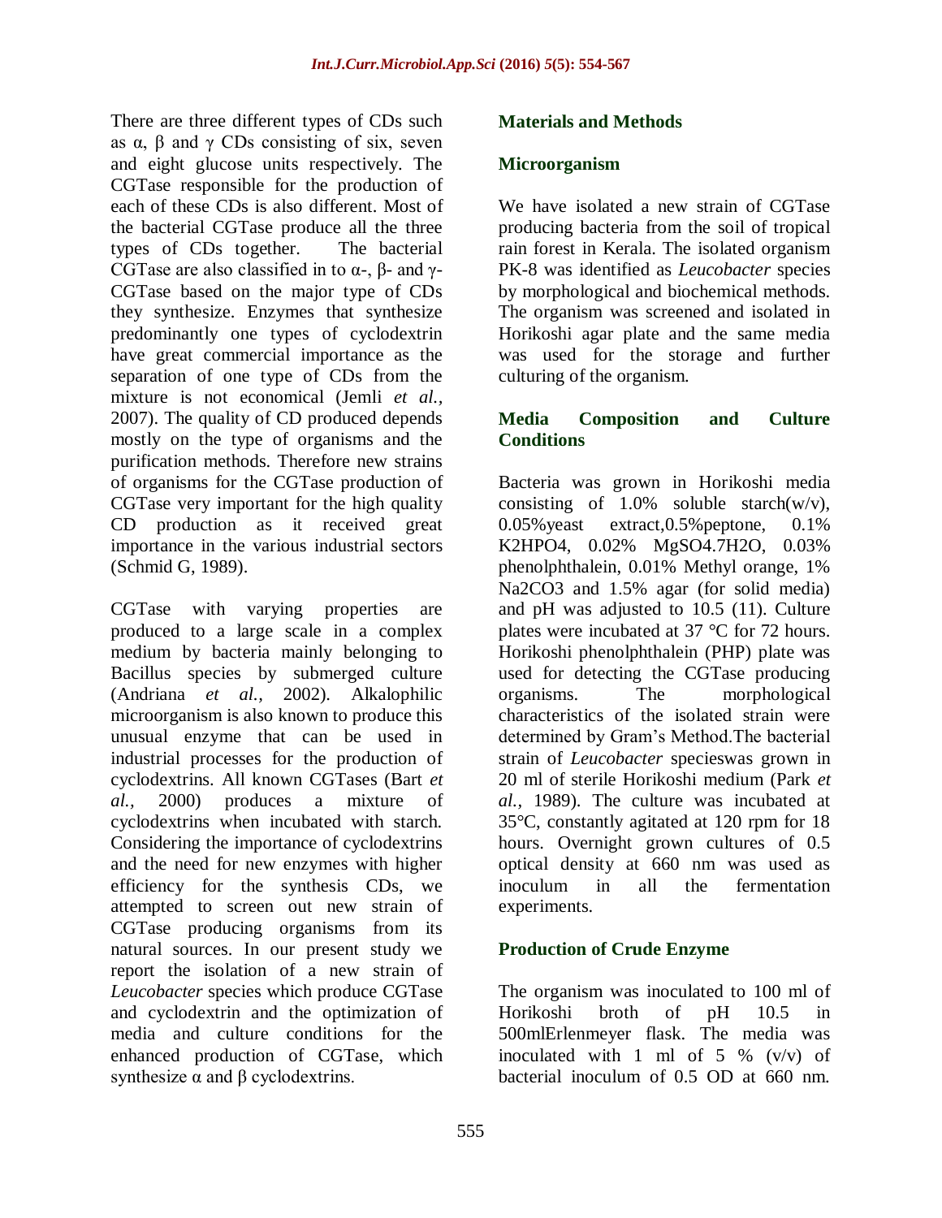There are three different types of CDs such as α, β and γ CDs consisting of six, seven and eight glucose units respectively. The CGTase responsible for the production of each of these CDs is also different. Most of the bacterial CGTase produce all the three types of CDs together. The bacterial CGTase are also classified in to α-, β- and γ-CGTase based on the major type of CDs they synthesize. Enzymes that synthesize predominantly one types of cyclodextrin have great commercial importance as the separation of one type of CDs from the mixture is not economical (Jemli *et al.,* 2007). The quality of CD produced depends mostly on the type of organisms and the purification methods. Therefore new strains of organisms for the CGTase production of CGTase very important for the high quality CD production as it received great importance in the various industrial sectors (Schmid G, 1989).

CGTase with varying properties are produced to a large scale in a complex medium by bacteria mainly belonging to Bacillus species by submerged culture (Andriana *et al.,* 2002). Alkalophilic microorganism is also known to produce this unusual enzyme that can be used in industrial processes for the production of cyclodextrins. All known CGTases (Bart *et al.,* 2000) produces a mixture of cyclodextrins when incubated with starch. Considering the importance of cyclodextrins and the need for new enzymes with higher efficiency for the synthesis CDs, we attempted to screen out new strain of CGTase producing organisms from its natural sources. In our present study we report the isolation of a new strain of *Leucobacter* species which produce CGTase and cyclodextrin and the optimization of media and culture conditions for the enhanced production of CGTase, which synthesize α and β cyclodextrins.

## Materials and Methods

### Microorganism

We have isolated a new strain of CGTase producing bacteria from the soil of tropical rain forest in Kerala. The isolated organism PK-8 was identified as *Leucobacter* species by morphological and biochemical methods. The organism was screened and isolated in Horikoshi agar plate and the same media was used for the storage and further culturing of the organism.

### Media Composition and Culture Conditions

Bacteria was grown in Horikoshi media consisting of 1.0% soluble starch(w/v), 0.05%yeast extract,0.5%peptone, 0.1% $K_2HPO_4$, 0.02% $MgSO_4.7H_2O$, 0.03% phenolphthalein, 0.01% Methyl orange, 1% $Na_2CO_3$ and 1.5% agar (for solid media) and pH was adjusted to 10.5 (11). Culture plates were incubated at 37 °C for 72 hours. Horikoshi phenolphthalein (PHP) plate was used for detecting the CGTase producing organisms. The morphological characteristics of the isolated strain were determined by Gram's Method.The bacterial strain of *Leucobacter* specieswas grown in 20 ml of sterile Horikoshi medium (Park *et al.,* 1989). The culture was incubated at 35°C, constantly agitated at 120 rpm for 18 hours. Overnight grown cultures of 0.5 optical density at 660 nm was used as inoculum in all the fermentation experiments.

### Production of Crude Enzyme

The organism was inoculated to 100 ml of Horikoshi broth of pH 10.5 in 500mlErlenmeyer flask. The media was inoculated with 1 ml of 5 % (v/v) of bacterial inoculum of 0.5 OD at 660 nm.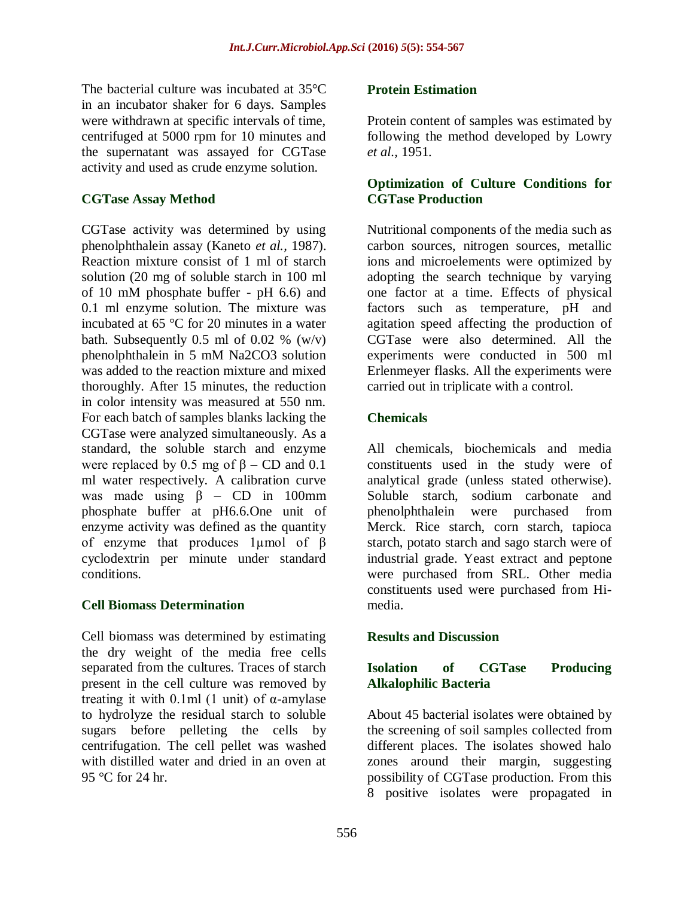The bacterial culture was incubated at 35°C in an incubator shaker for 6 days. Samples were withdrawn at specific intervals of time, centrifuged at 5000 rpm for 10 minutes and the supernatant was assayed for CGTase activity and used as crude enzyme solution.

### CGTase Assay Method

CGTase activity was determined by using phenolphthalein assay (Kaneto *et al.,* 1987). Reaction mixture consist of 1 ml of starch solution (20 mg of soluble starch in 100 ml of 10 mM phosphate buffer - pH 6.6) and 0.1 ml enzyme solution. The mixture was incubated at 65 °C for 20 minutes in a water bath. Subsequently 0.5 ml of 0.02 % (w/v) phenolphthalein in 5 mM $Na_2CO_3$ solution was added to the reaction mixture and mixed thoroughly. After 15 minutes, the reduction in color intensity was measured at 550 nm. For each batch of samples blanks lacking the CGTase were analyzed simultaneously. As a standard, the soluble starch and enzyme were replaced by 0.5 mg of β – CD and 0.1 ml water respectively. A calibration curve was made using β – CD in 100mm phosphate buffer at pH6.6.One unit of enzyme activity was defined as the quantity of enzyme that produces 1µmol of β cyclodextrin per minute under standard conditions.

### Cell Biomass Determination

Cell biomass was determined by estimating the dry weight of the media free cells separated from the cultures. Traces of starch present in the cell culture was removed by treating it with 0.1ml (1 unit) of α-amylase to hydrolyze the residual starch to soluble sugars before pelleting the cells by centrifugation. The cell pellet was washed with distilled water and dried in an oven at 95 °C for 24 hr.

### Protein Estimation

Protein content of samples was estimated by following the method developed by Lowry *et al.,* 1951.

### Optimization of Culture Conditions for CGTase Production

Nutritional components of the media such as carbon sources, nitrogen sources, metallic ions and microelements were optimized by adopting the search technique by varying one factor at a time. Effects of physical factors such as temperature, pH and agitation speed affecting the production of CGTase were also determined. All the experiments were conducted in 500 ml Erlenmeyer flasks. All the experiments were carried out in triplicate with a control.

### Chemicals

All chemicals, biochemicals and media constituents used in the study were of analytical grade (unless stated otherwise). Soluble starch, sodium carbonate and phenolphthalein were purchased from Merck. Rice starch, corn starch, tapioca starch, potato starch and sago starch were of industrial grade. Yeast extract and peptone were purchased from SRL. Other media constituents used were purchased from Hi-media.

## Results and Discussion

### Isolation of CGTase Producing Alkalophilic Bacteria

About 45 bacterial isolates were obtained by the screening of soil samples collected from different places. The isolates showed halo zones around their margin, suggesting possibility of CGTase production. From this 8 positive isolates were propagated in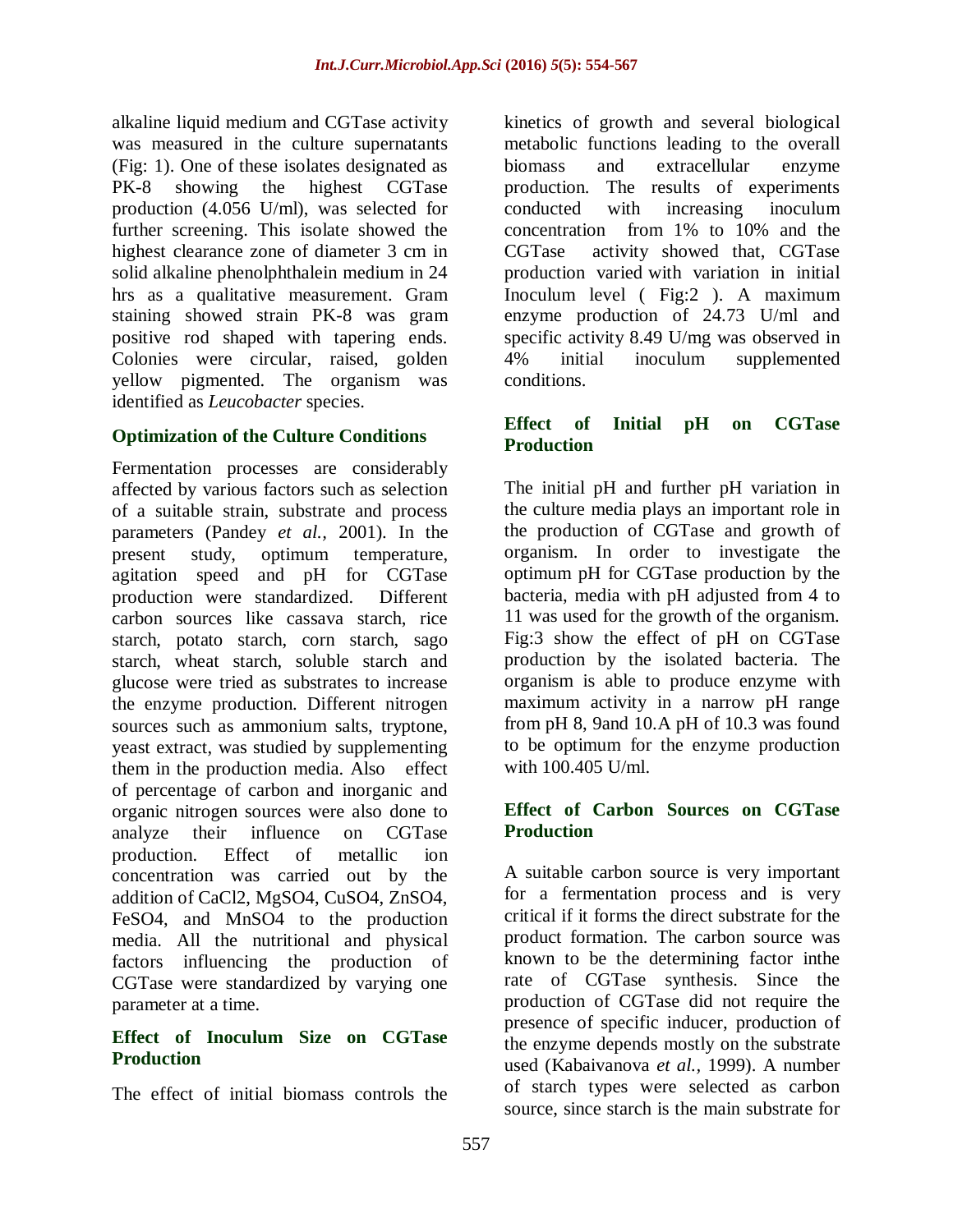alkaline liquid medium and CGTase activity was measured in the culture supernatants (Fig: 1). One of these isolates designated as PK-8 showing the highest CGTase production (4.056 U/ml), was selected for further screening. This isolate showed the highest clearance zone of diameter 3 cm in solid alkaline phenolphthalein medium in 24 hrs as a qualitative measurement. Gram staining showed strain PK-8 was gram positive rod shaped with tapering ends. Colonies were circular, raised, golden yellow pigmented. The organism was identified as *Leucobacter* species.

## Optimization of the Culture Conditions

Fermentation processes are considerably affected by various factors such as selection of a suitable strain, substrate and process parameters (Pandey *et al.,* 2001). In the present study, optimum temperature, agitation speed and pH for CGTase production were standardized. Different carbon sources like cassava starch, rice starch, potato starch, corn starch, sago starch, wheat starch, soluble starch and glucose were tried as substrates to increase the enzyme production. Different nitrogen sources such as ammonium salts, tryptone, yeast extract, was studied by supplementing them in the production media. Also effect of percentage of carbon and inorganic and organic nitrogen sources were also done to analyze their influence on CGTase production. Effect of metallic ion concentration was carried out by the addition of $CaCl_2$, $MgSO_4$, $CuSO_4$, $ZnSO_4$, $FeSO_4$, and $MnSO_4$ to the production media. All the nutritional and physical factors influencing the production of CGTase were standardized by varying one parameter at a time.

## Effect of Inoculum Size on CGTase Production

The effect of initial biomass controls the kinetics of growth and several biological metabolic functions leading to the overall biomass and extracellular enzyme production. The results of experiments conducted with increasing inoculum concentration from 1% to 10% and the CGTase activity showed that, CGTase production varied with variation in initial Inoculum level ( Fig:2 ). A maximum enzyme production of 24.73 U/ml and specific activity 8.49 U/mg was observed in 4% initial inoculum supplemented conditions.

## Effect of Initial pH on CGTase Production

The initial pH and further pH variation in the culture media plays an important role in the production of CGTase and growth of organism. In order to investigate the optimum pH for CGTase production by the bacteria, media with pH adjusted from 4 to 11 was used for the growth of the organism. Fig:3 show the effect of pH on CGTase production by the isolated bacteria. The organism is able to produce enzyme with maximum activity in a narrow pH range from pH 8, 9and 10.A pH of 10.3 was found to be optimum for the enzyme production with 100.405 U/ml.

## Effect of Carbon Sources on CGTase Production

A suitable carbon source is very important for a fermentation process and is very critical if it forms the direct substrate for the product formation. The carbon source was known to be the determining factor inthe rate of CGTase synthesis. Since the production of CGTase did not require the presence of specific inducer, production of the enzyme depends mostly on the substrate used (Kabaivanova *et al.,* 1999). A number of starch types were selected as carbon source, since starch is the main substrate for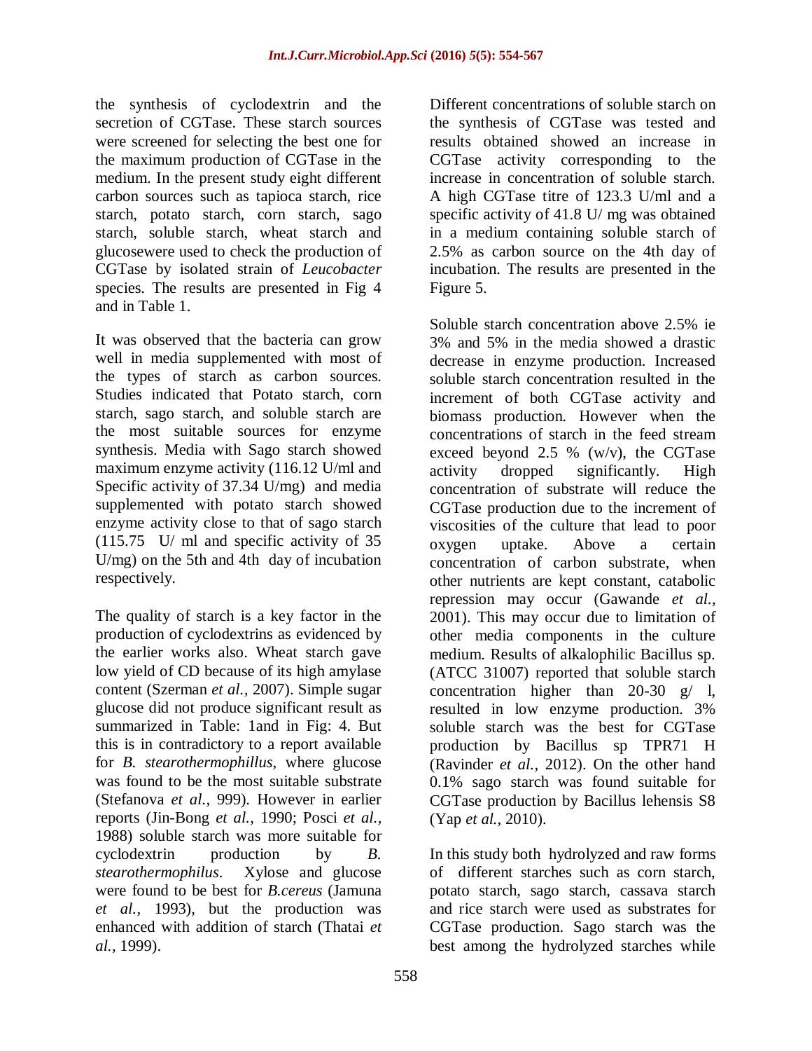the synthesis of cyclodextrin and the secretion of CGTase. These starch sources were screened for selecting the best one for the maximum production of CGTase in the medium. In the present study eight different carbon sources such as tapioca starch, rice starch, potato starch, corn starch, sago starch, soluble starch, wheat starch and glucosewere used to check the production of CGTase by isolated strain of *Leucobacter* species. The results are presented in Fig 4 and in Table 1.

It was observed that the bacteria can grow well in media supplemented with most of the types of starch as carbon sources. Studies indicated that Potato starch, corn starch, sago starch, and soluble starch are the most suitable sources for enzyme synthesis. Media with Sago starch showed maximum enzyme activity (116.12 U/ml and Specific activity of 37.34 U/mg) and media supplemented with potato starch showed enzyme activity close to that of sago starch (115.75 U/ ml and specific activity of 35 U/mg) on the 5th and 4th day of incubation respectively.

The quality of starch is a key factor in the production of cyclodextrins as evidenced by the earlier works also. Wheat starch gave low yield of CD because of its high amylase content (Szerman *et al.,* 2007). Simple sugar glucose did not produce significant result as summarized in Table: 1and in Fig: 4. But this is in contradictory to a report available for *B. stearothermophillus,* where glucose was found to be the most suitable substrate (Stefanova *et al.,* 999). However in earlier reports (Jin-Bong *et al.,* 1990; Posci *et al.,* 1988) soluble starch was more suitable for cyclodextrin production by *B. stearothermophilus*. Xylose and glucose were found to be best for *B.cereus* (Jamuna *et al.,* 1993), but the production was enhanced with addition of starch (Thatai *et al.,* 1999).

Different concentrations of soluble starch on the synthesis of CGTase was tested and results obtained showed an increase in CGTase activity corresponding to the increase in concentration of soluble starch. A high CGTase titre of 123.3 U/ml and a specific activity of 41.8 U/ mg was obtained in a medium containing soluble starch of 2.5% as carbon source on the 4th day of incubation. The results are presented in the Figure 5.

Soluble starch concentration above 2.5% ie 3% and 5% in the media showed a drastic decrease in enzyme production. Increased soluble starch concentration resulted in the increment of both CGTase activity and biomass production. However when the concentrations of starch in the feed stream exceed beyond 2.5 % (w/v), the CGTase activity dropped significantly. High concentration of substrate will reduce the CGTase production due to the increment of viscosities of the culture that lead to poor oxygen uptake. Above a certain concentration of carbon substrate, when other nutrients are kept constant, catabolic repression may occur (Gawande *et al.,* 2001). This may occur due to limitation of other media components in the culture medium. Results of alkalophilic Bacillus sp. (ATCC 31007) reported that soluble starch concentration higher than 20-30 g/ l, resulted in low enzyme production. 3% soluble starch was the best for CGTase production by Bacillus sp TPR71 H (Ravinder *et al.,* 2012). On the other hand 0.1% sago starch was found suitable for CGTase production by Bacillus lehensis S8 (Yap *et al.,* 2010).

In this study both hydrolyzed and raw forms of different starches such as corn starch, potato starch, sago starch, cassava starch and rice starch were used as substrates for CGTase production. Sago starch was the best among the hydrolyzed starches while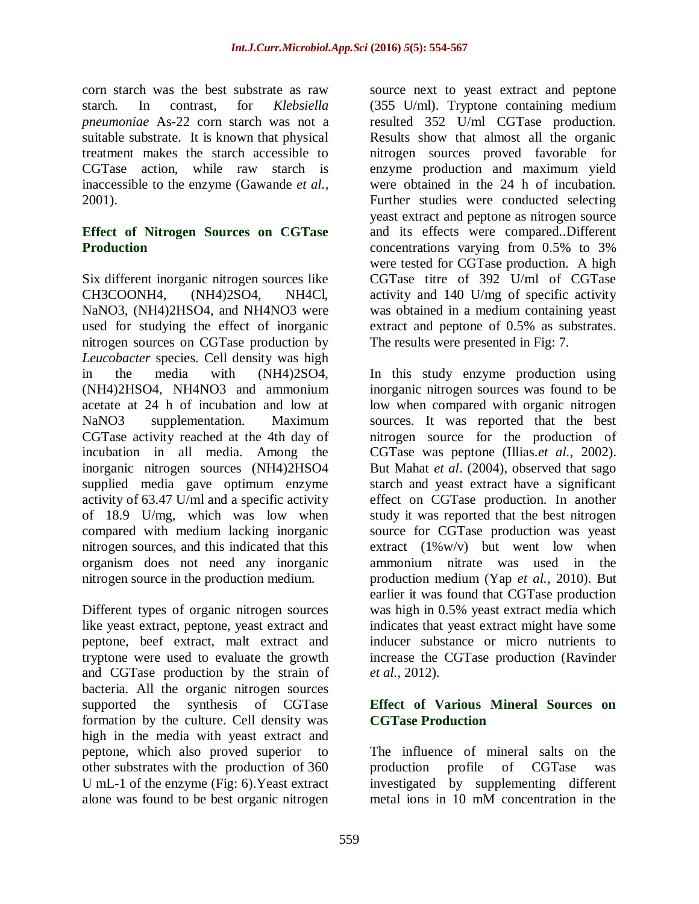corn starch was the best substrate as raw starch. In contrast, for *Klebsiella pneumoniae* As-22 corn starch was not a suitable substrate. It is known that physical treatment makes the starch accessible to CGTase action, while raw starch is inaccessible to the enzyme (Gawande *et al.,* 2001).

### Effect of Nitrogen Sources on CGTase Production

Six different inorganic nitrogen sources like $CH_3COONH_4$, $(NH_4)_2SO_4$, $NH_4Cl$, $NaNO_3$, $(NH_4)_2HSO_4$, and $NH_4NO_3$ were used for studying the effect of inorganic nitrogen sources on CGTase production by *Leucobacter* species. Cell density was high in the media with $(NH_4)_2SO_4$, $(NH_4)_2HSO_4$, $NH_4NO_3$ and ammonium acetate at 24 h of incubation and low at $NaNO_3$ supplementation. Maximum CGTase activity reached at the 4th day of incubation in all media. Among the inorganic nitrogen sources $(NH_4)_2HSO_4$ supplied media gave optimum enzyme activity of 63.47 U/ml and a specific activity of 18.9 U/mg, which was low when compared with medium lacking inorganic nitrogen sources, and this indicated that this organism does not need any inorganic nitrogen source in the production medium.

Different types of organic nitrogen sources like yeast extract, peptone, yeast extract and peptone, beef extract, malt extract and tryptone were used to evaluate the growth and CGTase production by the strain of bacteria. All the organic nitrogen sources supported the synthesis of CGTase formation by the culture. Cell density was high in the media with yeast extract and peptone, which also proved superior to other substrates with the production of 360 U $mL^{-1}$ of the enzyme (Fig: 6).Yeast extract alone was found to be best organic nitrogen source next to yeast extract and peptone (355 U/ml). Tryptone containing medium resulted 352 U/ml CGTase production. Results show that almost all the organic nitrogen sources proved favorable for enzyme production and maximum yield were obtained in the 24 h of incubation. Further studies were conducted selecting yeast extract and peptone as nitrogen source and its effects were compared..Different concentrations varying from 0.5% to 3% were tested for CGTase production. A high CGTase titre of 392 U/ml of CGTase activity and 140 U/mg of specific activity was obtained in a medium containing yeast extract and peptone of 0.5% as substrates. The results were presented in Fig: 7.

In this study enzyme production using inorganic nitrogen sources was found to be low when compared with organic nitrogen sources. It was reported that the best nitrogen source for the production of CGTase was peptone (Illias.*et al.,* 2002). But Mahat *et al*. (2004), observed that sago starch and yeast extract have a significant effect on CGTase production. In another study it was reported that the best nitrogen source for CGTase production was yeast extract (1%w/v) but went low when ammonium nitrate was used in the production medium (Yap *et al.,* 2010). But earlier it was found that CGTase production was high in 0.5% yeast extract media which indicates that yeast extract might have some inducer substance or micro nutrients to increase the CGTase production (Ravinder *et al.,* 2012).

### Effect of Various Mineral Sources on CGTase Production

The influence of mineral salts on the production profile of CGTase was investigated by supplementing different metal ions in 10 mM concentration in the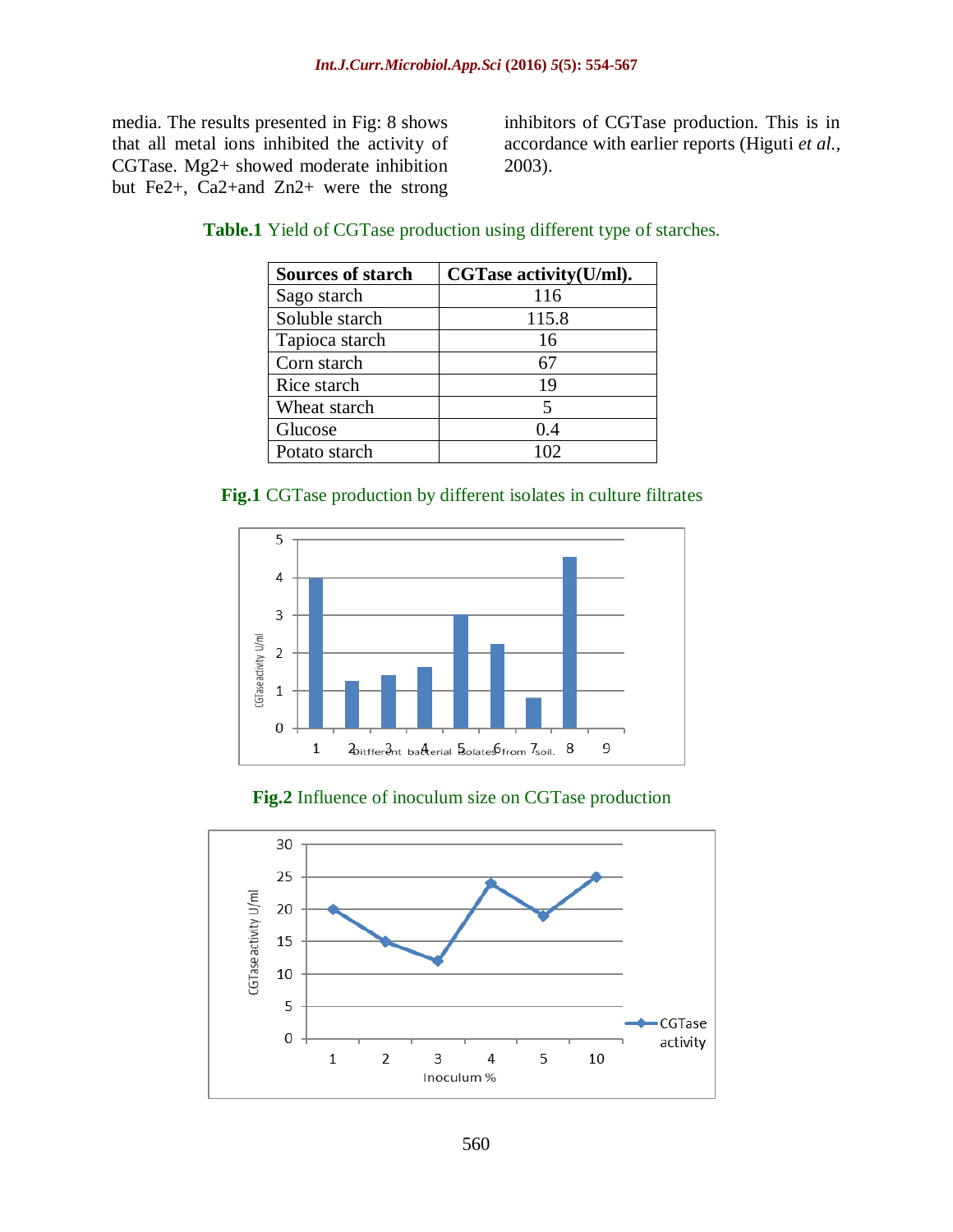media. The results presented in Fig: 8 shows that all metal ions inhibited the activity of CGTase. $Mg^{2+}$ showed moderate inhibition but $Fe^{2+}$, $Ca^{2+}$and $Zn^{2+}$ were the strong inhibitors of CGTase production. This is in accordance with earlier reports (Higuti *et al.,* 2003).

**Table.1** Yield of CGTase production using different type of starches.

| Sources of starch | CGTase activity(U/ml). |
|---|---|
| Sago starch | 116 |
| Soluble starch | 115.8 |
| Tapioca starch | 16 |
| Corn starch | 67 |
| Rice starch | 19 |
| Wheat starch | 5 |
| Glucose | 0.4 |
| Potato starch | 102 |

**Fig.1** CGTase production by different isolates in culture filtrates

**Fig.2** Influence of inoculum size on CGTase production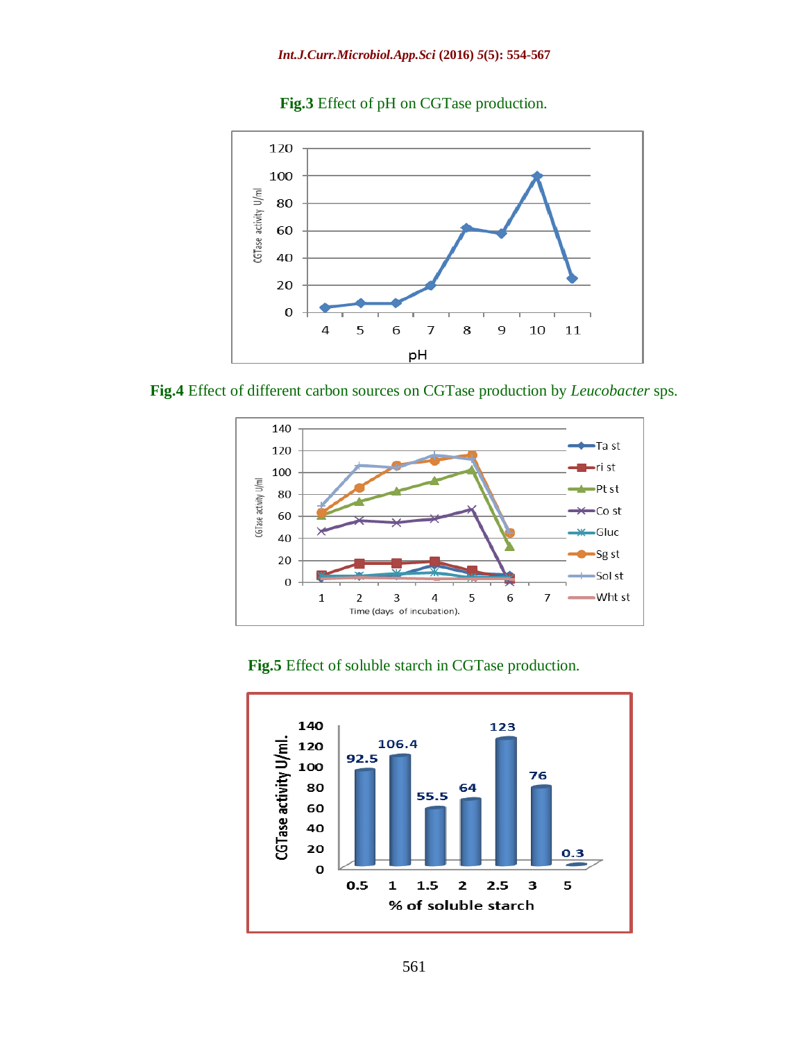**Fig.3** Effect of pH on CGTase production.

**Fig.4** Effect of different carbon sources on CGTase production by *Leucobacter* sps.

**Fig.5** Effect of soluble starch in CGTase production.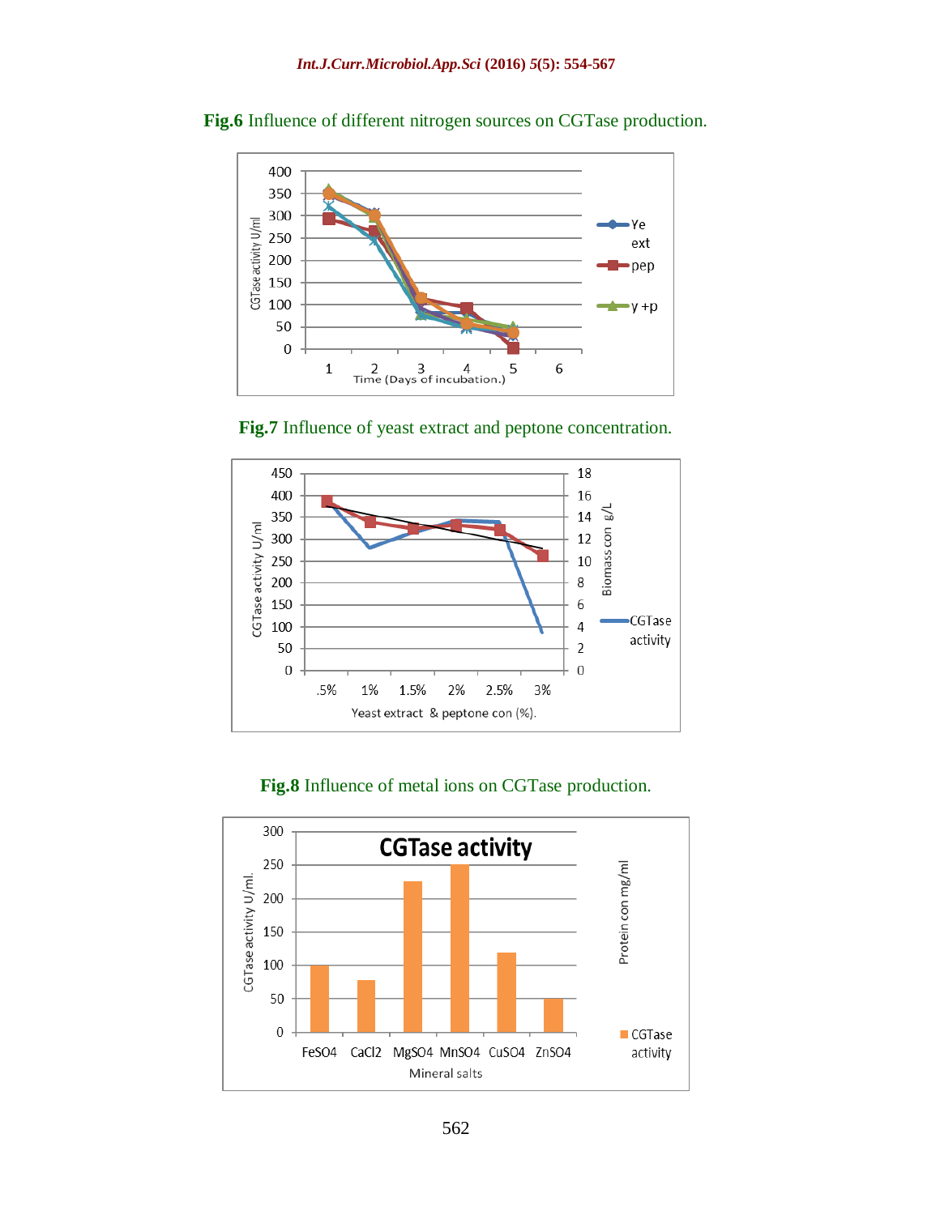**Fig.6** Influence of different nitrogen sources on CGTase production.

**Fig.7** Influence of yeast extract and peptone concentration.

**Fig.8** Influence of metal ions on CGTase production.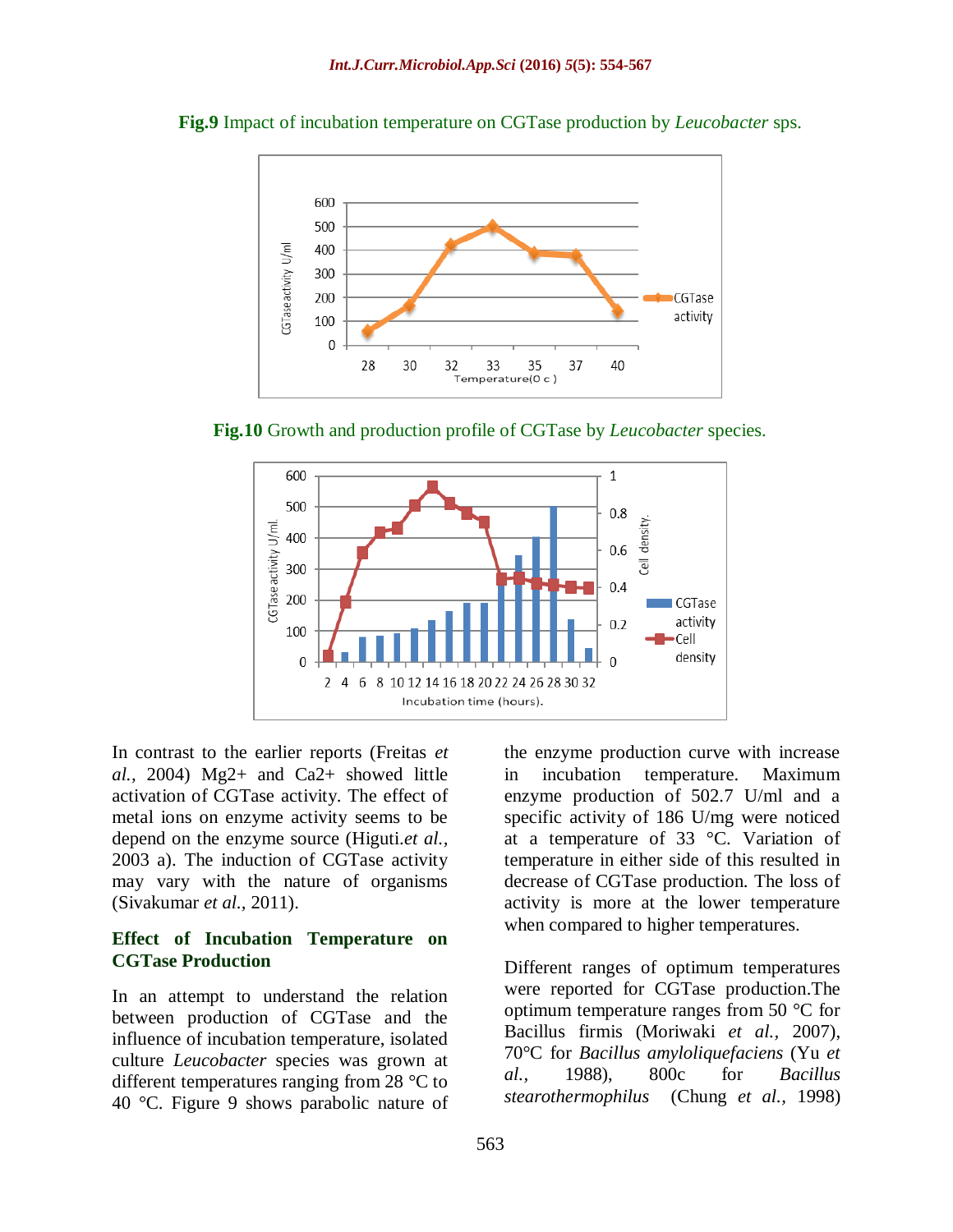**Fig.9** Impact of incubation temperature on CGTase production by *Leucobacter* sps.

**Fig.10** Growth and production profile of CGTase by *Leucobacter* species.

In contrast to the earlier reports (Freitas *et al.,* 2004) Mg2+ and Ca2+ showed little activation of CGTase activity. The effect of metal ions on enzyme activity seems to be depend on the enzyme source (Higuti.*et al.*, 2003 a). The induction of CGTase activity may vary with the nature of organisms (Sivakumar *et al.,* 2011).

## Effect of Incubation Temperature on CGTase Production

In an attempt to understand the relation between production of CGTase and the influence of incubation temperature, isolated culture *Leucobacter* species was grown at different temperatures ranging from 28 °C to 40 °C. Figure 9 shows parabolic nature of the enzyme production curve with increase in incubation temperature. Maximum enzyme production of 502.7 U/ml and a specific activity of 186 U/mg were noticed at a temperature of 33 °C. Variation of temperature in either side of this resulted in decrease of CGTase production. The loss of activity is more at the lower temperature when compared to higher temperatures.

Different ranges of optimum temperatures were reported for CGTase production.The optimum temperature ranges from 50 °C for Bacillus firmis (Moriwaki *et al.,* 2007), 70°C for *Bacillus amyloliquefaciens* (Yu *et al.,* 1988), 800c for *Bacillus stearothermophilus* (Chung *et al.,* 1998)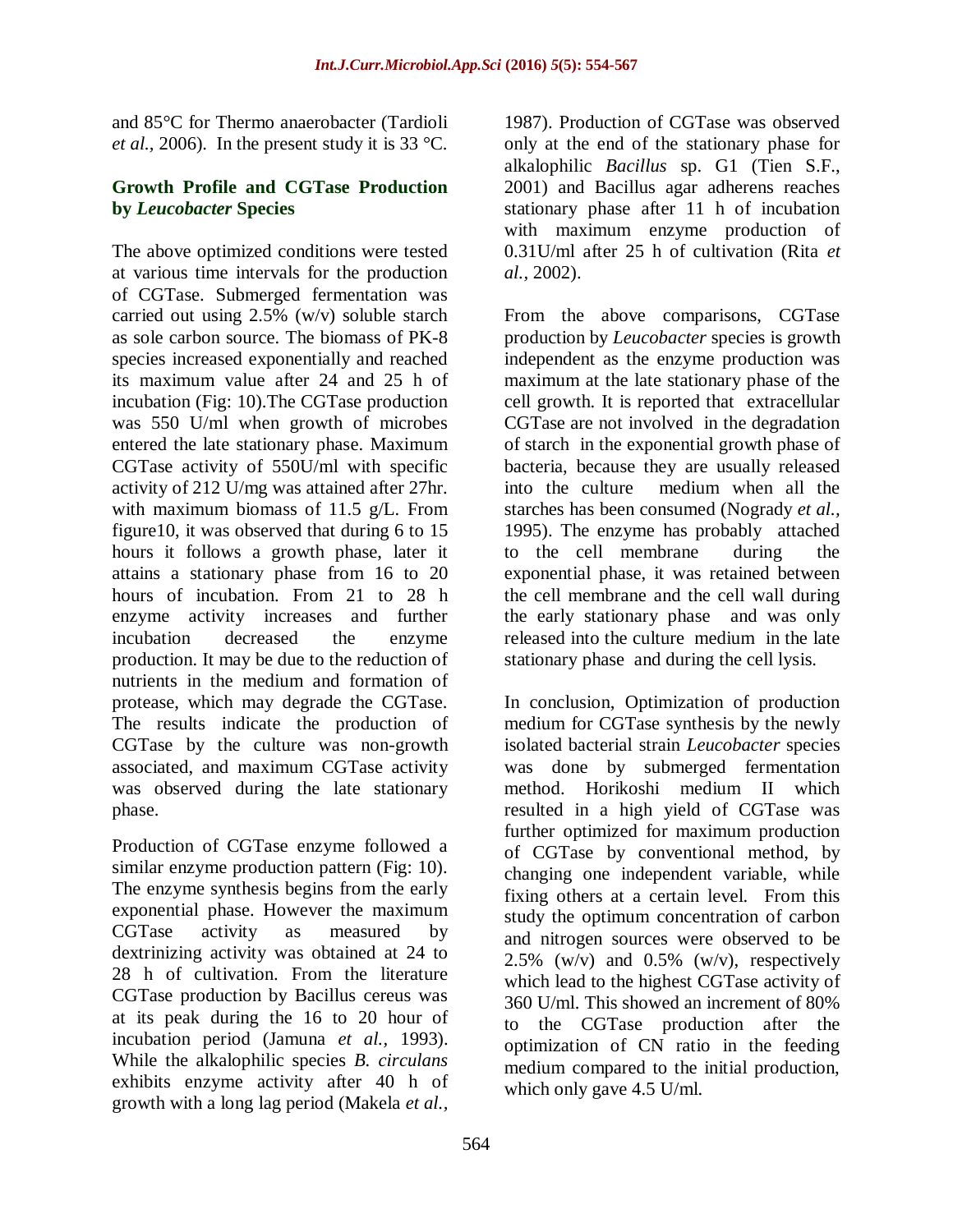and 85°C for Thermo anaerobacter (Tardioli *et al.,* 2006). In the present study it is 33 °C.

## Growth Profile and CGTase Production by *Leucobacter* Species

The above optimized conditions were tested at various time intervals for the production of CGTase. Submerged fermentation was carried out using 2.5% (w/v) soluble starch as sole carbon source. The biomass of PK-8 species increased exponentially and reached its maximum value after 24 and 25 h of incubation (Fig: 10).The CGTase production was 550 U/ml when growth of microbes entered the late stationary phase. Maximum CGTase activity of 550U/ml with specific activity of 212 U/mg was attained after 27hr. with maximum biomass of 11.5 g/L. From figure10, it was observed that during 6 to 15 hours it follows a growth phase, later it attains a stationary phase from 16 to 20 hours of incubation. From 21 to 28 h enzyme activity increases and further incubation decreased the enzyme production. It may be due to the reduction of nutrients in the medium and formation of protease, which may degrade the CGTase. The results indicate the production of CGTase by the culture was non-growth associated, and maximum CGTase activity was observed during the late stationary phase.

Production of CGTase enzyme followed a similar enzyme production pattern (Fig: 10). The enzyme synthesis begins from the early exponential phase. However the maximum CGTase activity as measured by dextrinizing activity was obtained at 24 to 28 h of cultivation. From the literature CGTase production by Bacillus cereus was at its peak during the 16 to 20 hour of incubation period (Jamuna *et al.,* 1993). While the alkalophilic species *B. circulans* exhibits enzyme activity after 40 h of growth with a long lag period (Makela *et al.,* 1987). Production of CGTase was observed only at the end of the stationary phase for alkalophilic *Bacillus* sp. G1 (Tien S.F., 2001) and Bacillus agar adherens reaches stationary phase after 11 h of incubation with maximum enzyme production of 0.31U/ml after 25 h of cultivation (Rita *et al.,* 2002).

From the above comparisons, CGTase production by *Leucobacter* species is growth independent as the enzyme production was maximum at the late stationary phase of the cell growth. It is reported that extracellular CGTase are not involved in the degradation of starch in the exponential growth phase of bacteria, because they are usually released into the culture medium when all the starches has been consumed (Nogrady *et al.,* 1995). The enzyme has probably attached to the cell membrane during the exponential phase, it was retained between the cell membrane and the cell wall during the early stationary phase and was only released into the culture medium in the late stationary phase and during the cell lysis.

In conclusion, Optimization of production medium for CGTase synthesis by the newly isolated bacterial strain *Leucobacter* species was done by submerged fermentation method. Horikoshi medium II which resulted in a high yield of CGTase was further optimized for maximum production of CGTase by conventional method, by changing one independent variable, while fixing others at a certain level. From this study the optimum concentration of carbon and nitrogen sources were observed to be 2.5% (w/v) and 0.5% (w/v), respectively which lead to the highest CGTase activity of 360 U/ml. This showed an increment of 80% to the CGTase production after the optimization of CN ratio in the feeding medium compared to the initial production, which only gave 4.5 U/ml.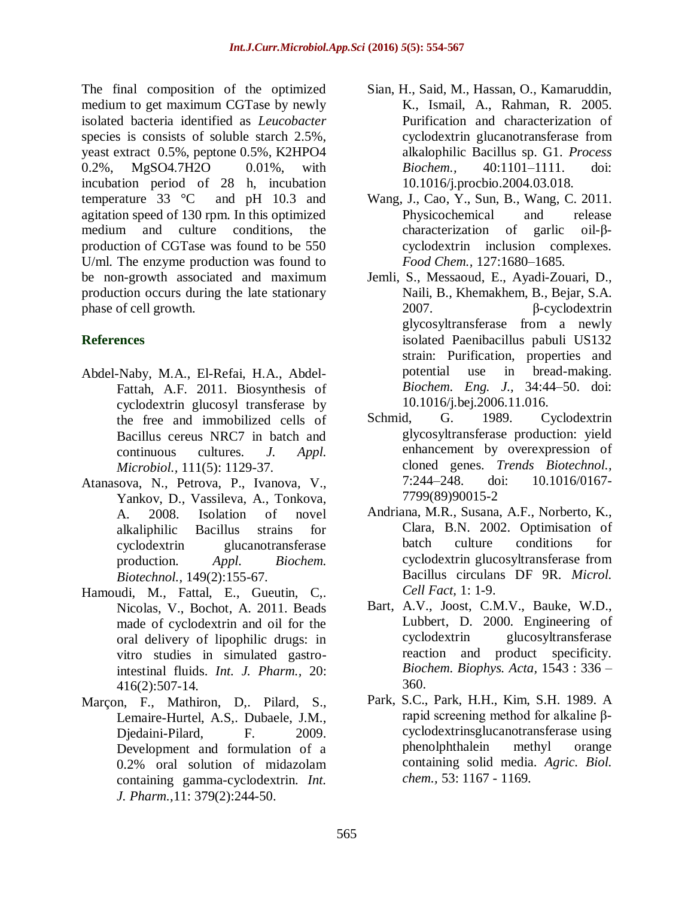The final composition of the optimized medium to get maximum CGTase by newly isolated bacteria identified as *Leucobacter* species is consists of soluble starch 2.5%, yeast extract 0.5%, peptone 0.5%, $K_2HPO_4$ 0.2%, $MgSO_4.7H_2O$ 0.01%, with incubation period of 28 h, incubation temperature 33 °C and pH 10.3 and agitation speed of 130 rpm. In this optimized medium and culture conditions, the production of CGTase was found to be 550 U/ml. The enzyme production was found to be non-growth associated and maximum production occurs during the late stationary phase of cell growth.

## References

Abdel-Naby, M.A., El-Refai, H.A., Abdel-Fattah, A.F. 2011. Biosynthesis of cyclodextrin glucosyl transferase by the free and immobilized cells of Bacillus cereus NRC7 in batch and continuous cultures. *J. Appl. Microbiol.,* 111(5): 1129-37.

Atanasova, N., Petrova, P., Ivanova, V., Yankov, D., Vassileva, A., Tonkova, A. 2008. Isolation of novel alkaliphilic Bacillus strains for cyclodextrin glucanotransferase production. *Appl. Biochem. Biotechnol.,* 149(2):155-67.

Hamoudi, M., Fattal, E., Gueutin, C,. Nicolas, V., Bochot, A. 2011. Beads made of cyclodextrin and oil for the oral delivery of lipophilic drugs: in vitro studies in simulated gastro-intestinal fluids. *Int. J. Pharm.,* 20: 416(2):507-14.

Marçon, F., Mathiron, D,. Pilard, S., Lemaire-Hurtel, A.S,. Dubaele, J.M., Djedaini-Pilard, F. 2009. Development and formulation of a 0.2% oral solution of midazolam containing gamma-cyclodextrin. *Int. J. Pharm.,*11: 379(2):244-50.

Sian, H., Said, M., Hassan, O., Kamaruddin, K., Ismail, A., Rahman, R. 2005. Purification and characterization of cyclodextrin glucanotransferase from alkalophilic Bacillus sp. G1. *Process Biochem.,* 40:1101–1111. doi: 10.1016/j.procbio.2004.03.018.

Wang, J., Cao, Y., Sun, B., Wang, C. 2011. Physicochemical and release characterization of garlic oil-β-cyclodextrin inclusion complexes. *Food Chem.,* 127:1680–1685.

Jemli, S., Messaoud, E., Ayadi-Zouari, D., Naili, B., Khemakhem, B., Bejar, S.A. 2007. β-cyclodextrin glycosyltransferase from a newly isolated Paenibacillus pabuli US132 strain: Purification, properties and potential use in bread-making. *Biochem. Eng. J.,* 34:44–50. doi: 10.1016/j.bej.2006.11.016.

Schmid, G. 1989. Cyclodextrin glycosyltransferase production: yield enhancement by overexpression of cloned genes. *Trends Biotechnol.,* 7:244–248. doi: 10.1016/0167-7799(89)90015-2

Andriana, M.R., Susana, A.F., Norberto, K., Clara, B.N. 2002. Optimisation of batch culture conditions for cyclodextrin glucosyltransferase from Bacillus circulans DF 9R. *Microl. Cell Fact*, 1: 1-9.

Bart, A.V., Joost, C.M.V., Bauke, W.D., Lubbert, D. 2000. Engineering of cyclodextrin glucosyltransferase reaction and product specificity. *Biochem. Biophys. Acta*, 1543 : 336 – 360.

Park, S.C., Park, H.H., Kim, S.H. 1989. A rapid screening method for alkaline β-cyclodextrinsglucanotransferase using phenolphthalein methyl orange containing solid media. *Agric. Biol. chem.,* 53: 1167 - 1169.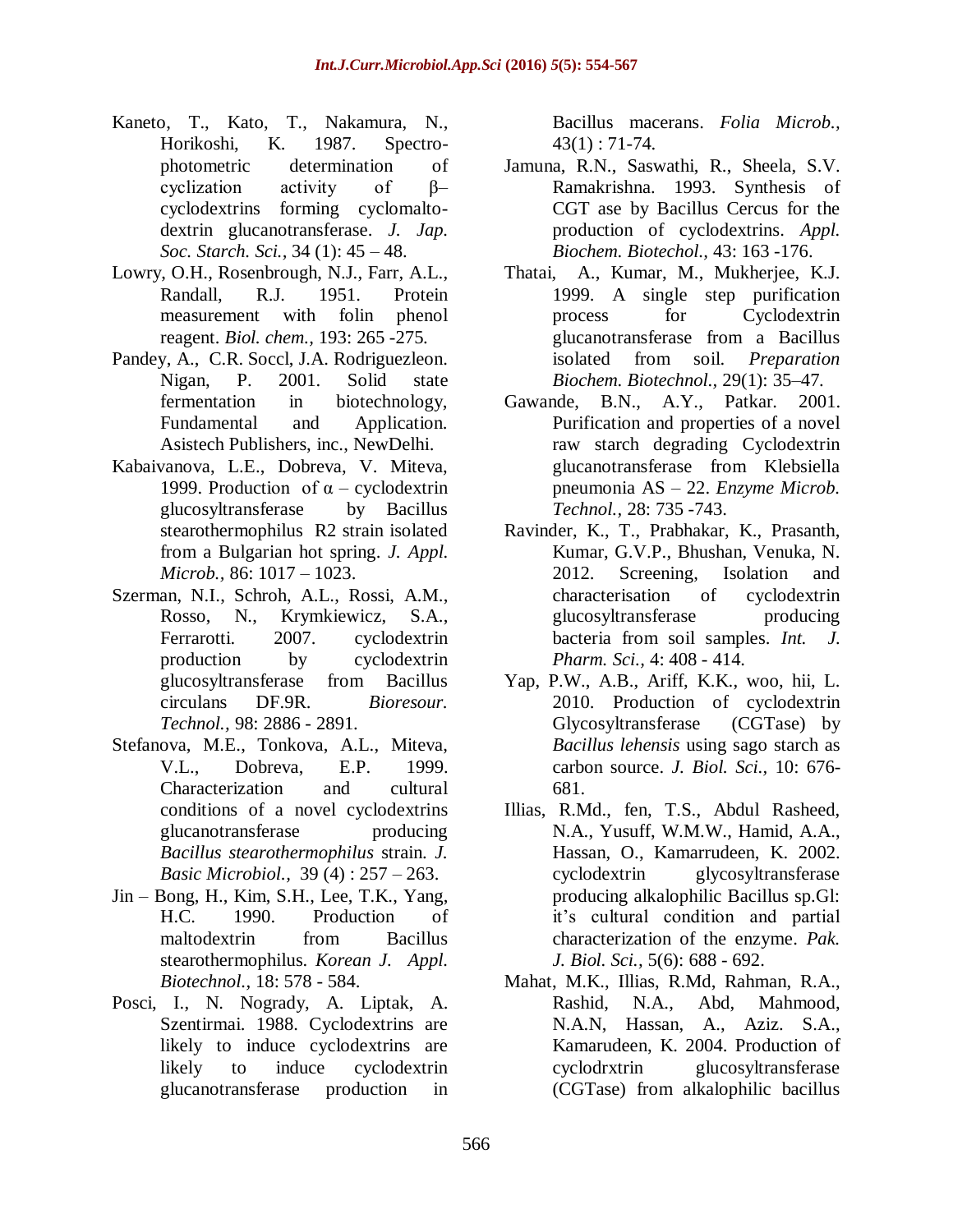Kaneto, T., Kato, T., Nakamura, N., Horikoshi, K. 1987. Spectro-photometric determination of cyclization activity of β–cyclodextrins forming cyclomalto-dextrin glucanotransferase. *J. Jap. Soc. Starch. Sci.,* 34 (1): 45 – 48.

Lowry, O.H., Rosenbrough, N.J., Farr, A.L., Randall, R.J. 1951. Protein measurement with folin phenol reagent. *Biol. chem.,* 193: 265 -275.

Pandey, A., C.R. Soccl, J.A. Rodriguezleon. Nigan, P. 2001. Solid state fermentation in biotechnology, Fundamental and Application. Asistech Publishers, inc., NewDelhi.

Kabaivanova, L.E., Dobreva, V. Miteva, 1999. Production of α – cyclodextrin glucosyltransferase by Bacillus stearothermophilus R2 strain isolated from a Bulgarian hot spring. *J. Appl. Microb.,* 86: 1017 – 1023.

Szerman, N.I., Schroh, A.L., Rossi, A.M., Rosso, N., Krymkiewicz, S.A., Ferrarotti. 2007. cyclodextrin production by cyclodextrin glucosyltransferase from Bacillus circulans DF.9R. *Bioresour. Technol.,* 98: 2886 - 2891.

Stefanova, M.E., Tonkova, A.L., Miteva, V.L., Dobreva, E.P. 1999. Characterization and cultural conditions of a novel cyclodextrins glucanotransferase producing *Bacillus stearothermophilus* strain. *J. Basic Microbiol.,* 39 (4) : 257 – 263.

Jin – Bong, H., Kim, S.H., Lee, T.K., Yang, H.C. 1990. Production of maltodextrin from Bacillus stearothermophilus. *Korean J. Appl. Biotechnol.,* 18: 578 - 584.

Posci, I., N. Nogrady, A. Liptak, A. Szentirmai. 1988. Cyclodextrins are likely to induce cyclodextrins are likely to induce cyclodextrin glucanotransferase production in Bacillus macerans. *Folia Microb.,* 43(1) : 71-74.

Jamuna, R.N., Saswathi, R., Sheela, S.V. Ramakrishna. 1993. Synthesis of CGT ase by Bacillus Cercus for the production of cyclodextrins. *Appl. Biochem. Biotechol.,* 43: 163 -176.

Thatai, A., Kumar, M., Mukherjee, K.J. 1999. A single step purification process for Cyclodextrin glucanotransferase from a Bacillus isolated from soil. *Preparation Biochem. Biotechnol.,* 29(1): 35–47.

Gawande, B.N., A.Y., Patkar. 2001. Purification and properties of a novel raw starch degrading Cyclodextrin glucanotransferase from Klebsiella pneumonia AS – 22. *Enzyme Microb. Technol.,* 28: 735 -743.

Ravinder, K., T., Prabhakar, K., Prasanth, Kumar, G.V.P., Bhushan, Venuka, N. 2012. Screening, Isolation and characterisation of cyclodextrin glucosyltransferase producing bacteria from soil samples. *Int. J. Pharm. Sci.,* 4: 408 - 414.

Yap, P.W., A.B., Ariff, K.K., woo, hii, L. 2010. Production of cyclodextrin Glycosyltransferase (CGTase) by *Bacillus lehensis* using sago starch as carbon source. *J. Biol. Sci.,* 10: 676-681.

Illias, R.Md., fen, T.S., Abdul Rasheed, N.A., Yusuff, W.M.W., Hamid, A.A., Hassan, O., Kamarrudeen, K. 2002. cyclodextrin glycosyltransferase producing alkalophilic Bacillus sp.Gl: it's cultural condition and partial characterization of the enzyme. *Pak. J. Biol. Sci.,* 5(6): 688 - 692.

Mahat, M.K., Illias, R.Md, Rahman, R.A., Rashid, N.A., Abd, Mahmood, N.A.N, Hassan, A., Aziz. S.A., Kamarudeen, K. 2004. Production of cyclodrxtrin glucosyltransferase (CGTase) from alkalophilic bacillus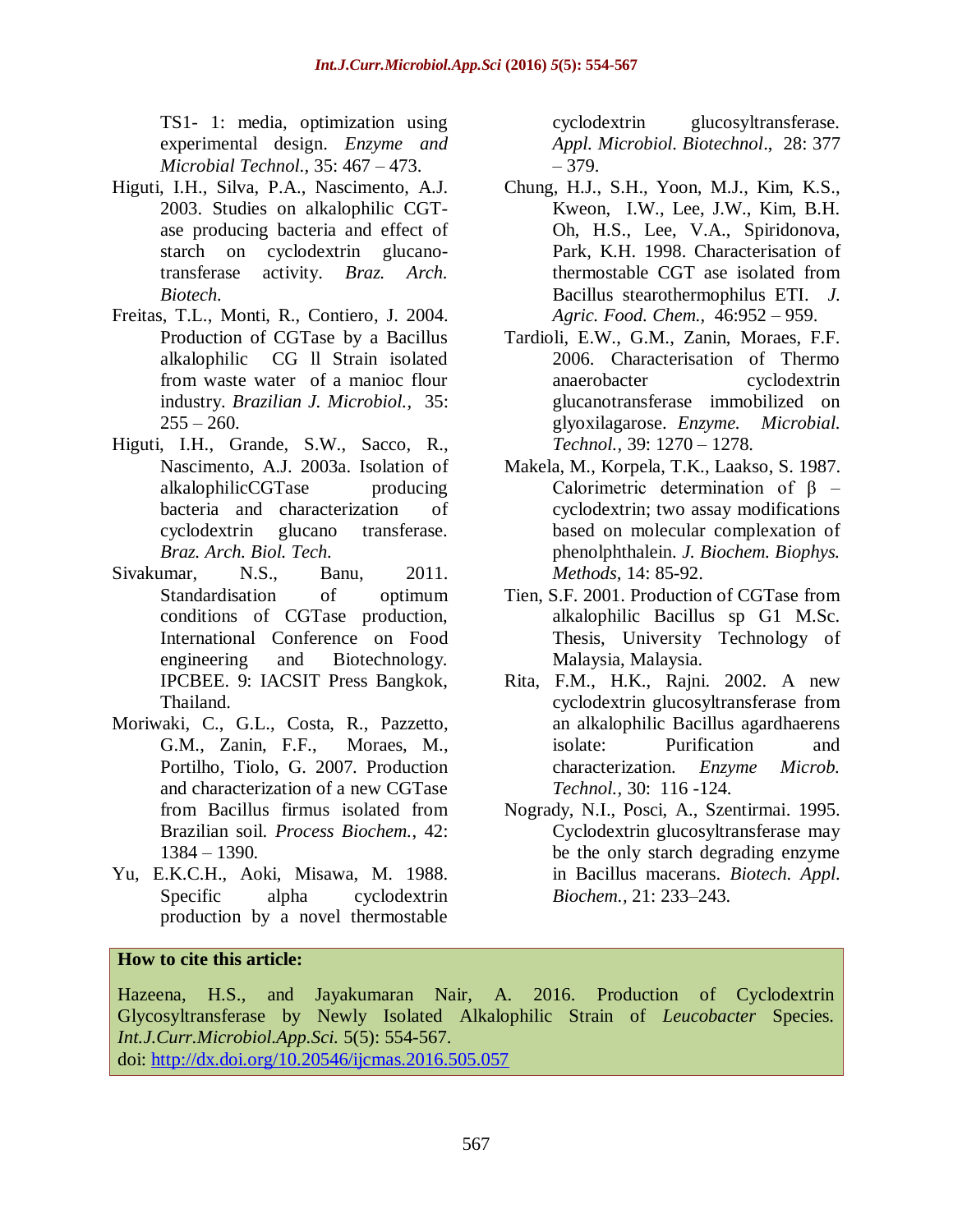TS1- 1: media, optimization using experimental design. *Enzyme and Microbial Technol.,* 35: 467 – 473.

Higuti, I.H., Silva, P.A., Nascimento, A.J. 2003. Studies on alkalophilic CGT-ase producing bacteria and effect of starch on cyclodextrin glucano-transferase activity. *Braz. Arch. Biotech.*

Freitas, T.L., Monti, R., Contiero, J. 2004. Production of CGTase by a Bacillus alkalophilic CG ll Strain isolated from waste water of a manioc flour industry. *Brazilian J. Microbiol.,* 35: 255 – 260.

Higuti, I.H., Grande, S.W., Sacco, R., Nascimento, A.J. 2003a. Isolation of alkalophilicCGTase producing bacteria and characterization of cyclodextrin glucano transferase. *Braz. Arch. Biol. Tech.*

Sivakumar, N.S., Banu, 2011. Standardisation of optimum conditions of CGTase production, International Conference on Food engineering and Biotechnology. IPCBEE. 9: IACSIT Press Bangkok, Thailand.

Moriwaki, C., G.L., Costa, R., Pazzetto, G.M., Zanin, F.F., Moraes, M., Portilho, Tiolo, G. 2007. Production and characterization of a new CGTase from Bacillus firmus isolated from Brazilian soil. *Process Biochem.,* 42: 1384 – 1390.

Yu, E.K.C.H., Aoki, Misawa, M. 1988. Specific alpha cyclodextrin production by a novel thermostable cyclodextrin glucosyltransferase. *Appl. Microbiol. Biotechnol*., 28: 377 – 379.

Chung, H.J., S.H., Yoon, M.J., Kim, K.S., Kweon, I.W., Lee, J.W., Kim, B.H. Oh, H.S., Lee, V.A., Spiridonova, Park, K.H. 1998. Characterisation of thermostable CGT ase isolated from Bacillus stearothermophilus ETI. *J. Agric. Food. Chem.,* 46:952 – 959.

Tardioli, E.W., G.M., Zanin, Moraes, F.F. 2006. Characterisation of Thermo anaerobacter cyclodextrin glucanotransferase immobilized on glyoxilagarose. *Enzyme. Microbial. Technol.,* 39: 1270 – 1278.

Makela, M., Korpela, T.K., Laakso, S. 1987. Calorimetric determination of β – cyclodextrin; two assay modifications based on molecular complexation of phenolphthalein. *J. Biochem. Biophys. Methods,* 14: 85-92.

Tien, S.F. 2001. Production of CGTase from alkalophilic Bacillus sp G1 M.Sc. Thesis, University Technology of Malaysia, Malaysia.

Rita, F.M., H.K., Rajni. 2002. A new cyclodextrin glucosyltransferase from an alkalophilic Bacillus agardhaerens isolate: Purification and characterization. *Enzyme Microb. Technol.,* 30: 116 -124.

Nogrady, N.I., Posci, A., Szentirmai. 1995. Cyclodextrin glucosyltransferase may be the only starch degrading enzyme in Bacillus macerans. *Biotech. Appl. Biochem.,* 21: 233–243.

**How to cite this article:**

Hazeena, H.S., and Jayakumaran Nair, A. 2016. Production of Cyclodextrin Glycosyltransferase by Newly Isolated Alkalophilic Strain of *Leucobacter* Species. *Int.J.Curr.Microbiol.App.Sci.* 5(5): 554-567.
doi: http://dx.doi.org/10.20546/ijcmas.2016.505.057